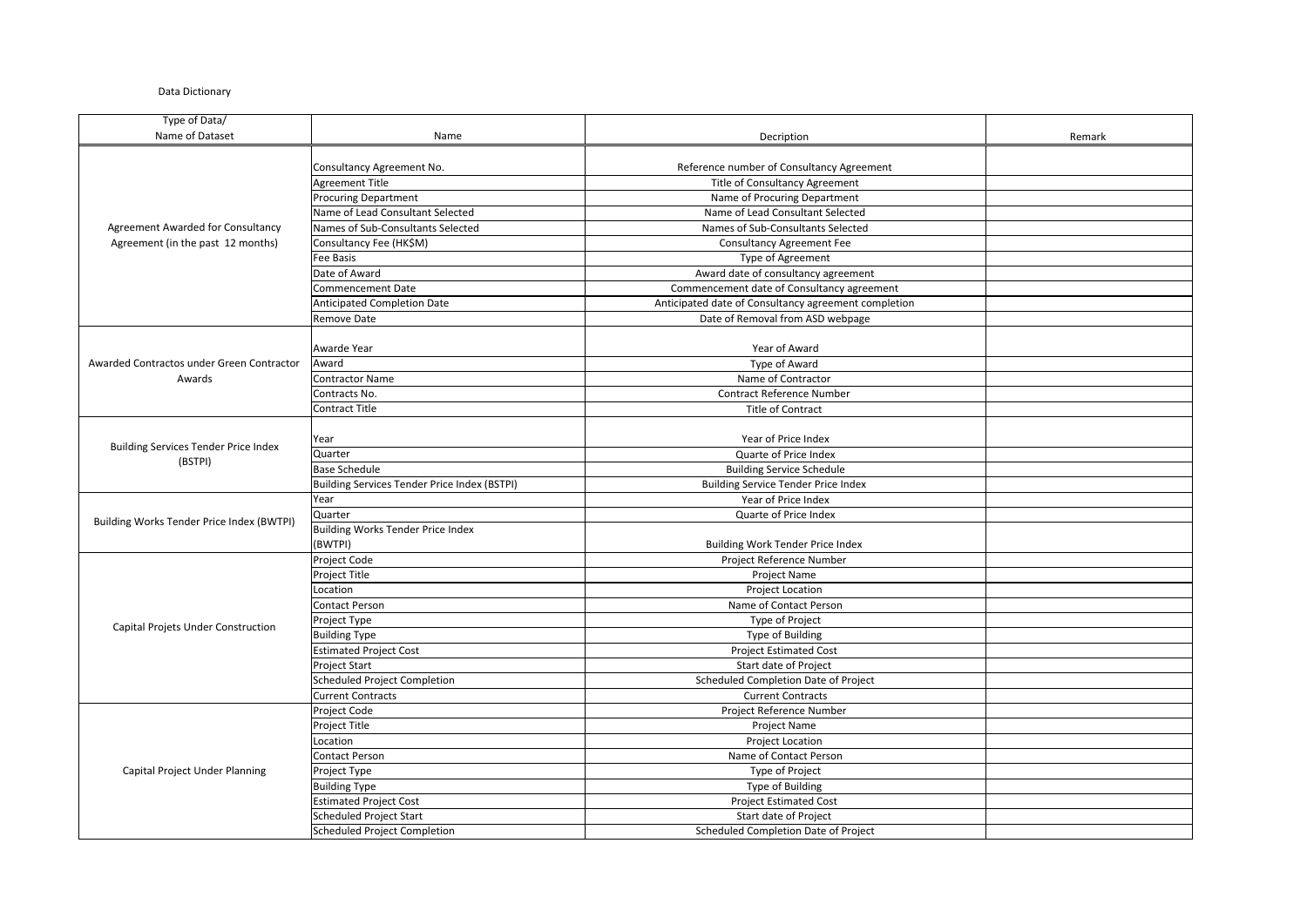Data Dictionary

| Type of Data/ Name of Dataset | Name | Decription | Remark |
|---|---|---|---|
| Agreement Awarded for Consultancy Agreement (in the past 12 months) | Consultancy Agreement No. | Reference number of Consultancy Agreement | |
| | Agreement Title | Title of Consultancy Agreement | |
| | Procuring Department | Name of Procuring Department | |
| | Name of Lead Consultant Selected | Name of Lead Consultant Selected | |
| | Names of Sub-Consultants Selected | Names of Sub-Consultants Selected | |
| | Consultancy Fee (HK$M) | Consultancy Agreement Fee | |
| | Fee Basis | Type of Agreement | |
| | Date of Award | Award date of consultancy agreement | |
| | Commencement Date | Commencement date of Consultancy agreement | |
| | Anticipated Completion Date | Anticipated date of Consultancy agreement completion | |
| | Remove Date | Date of Removal from ASD webpage | |
| Awarded Contractos under Green Contractor Awards | Awarde Year | Year of Award | |
| | Award | Type of Award | |
| | Contractor Name | Name of Contractor | |
| | Contracts No. | Contract Reference Number | |
| | Contract Title | Title of Contract | |
| Building Services Tender Price Index (BSTPI) | Year | Year of Price Index | |
| | Quarter | Quarte of Price Index | |
| | Base Schedule | Building Service Schedule | |
| | Building Services Tender Price Index (BSTPI) | Building Service Tender Price Index | |
| Building Works Tender Price Index (BWTPI) | Year | Year of Price Index | |
| | Quarter | Quarte of Price Index | |
| | Building Works Tender Price Index (BWTPI) | Building Work Tender Price Index | |
| Capital Projets Under Construction | Project Code | Project Reference Number | |
| | Project Title | Project Name | |
| | Location | Project Location | |
| | Contact Person | Name of Contact Person | |
| | Project Type | Type of Project | |
| | Building Type | Type of Building | |
| | Estimated Project Cost | Project Estimated Cost | |
| | Project Start | Start date of Project | |
| | Scheduled Project Completion | Scheduled Completion Date of Project | |
| | Current Contracts | Current Contracts | |
| Capital Project Under Planning | Project Code | Project Reference Number | |
| | Project Title | Project Name | |
| | Location | Project Location | |
| | Contact Person | Name of Contact Person | |
| | Project Type | Type of Project | |
| | Building Type | Type of Building | |
| | Estimated Project Cost | Project Estimated Cost | |
| | Scheduled Project Start | Start date of Project | |
| | Scheduled Project Completion | Scheduled Completion Date of Project | |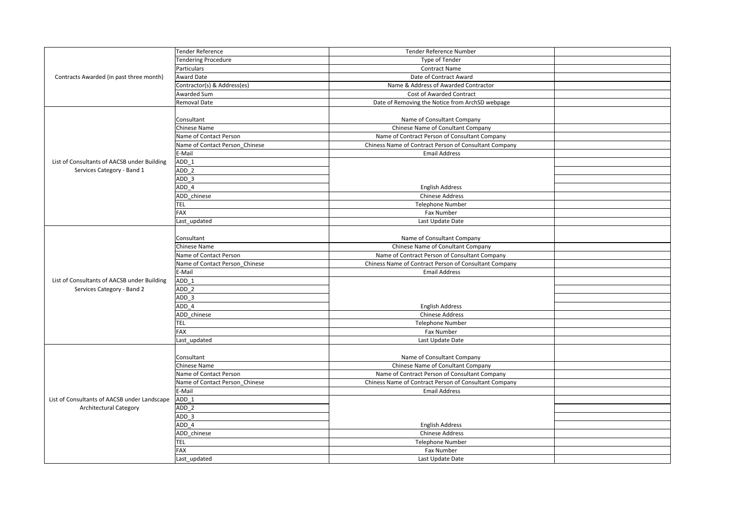| | | | |
|---|---|---|---|
| Contracts Awarded (in past three month) | Tender Reference | Tender Reference Number | |
| | Tendering Procedure | Type of Tender | |
| | Particulars | Contract Name | |
| | Award Date | Date of Contract Award | |
| | Contractor(s) & Address(es) | Name & Address of Awarded Contractor | |
| | Awarded Sum | Cost of Awarded Contract | |
| | Removal Date | Date of Removing the Notice from ArchSD webpage | |
| List of Consultants of AACSB under Building Services Category - Band 1 | Consultant | Name of Consultant Company | |
| | Chinese Name | Chinese Name of Conultant Company | |
| | Name of Contact Person | Name of Contract Person of Consultant Company | |
| | Name of Contact Person_Chinese | Chiness Name of Contract Person of Consultant Company | |
| | E-Mail | Email Address | |
| | ADD_1 | English Address | |
| | ADD_2 | | |
| | ADD_3 | | |
| | ADD_4 | | |
| | ADD_chinese | Chinese Address | |
| | TEL | Telephone Number | |
| | FAX | Fax Number | |
| | Last_updated | Last Update Date | |
| List of Consultants of AACSB under Building Services Category - Band 2 | Consultant | Name of Consultant Company | |
| | Chinese Name | Chinese Name of Conultant Company | |
| | Name of Contact Person | Name of Contract Person of Consultant Company | |
| | Name of Contact Person_Chinese | Chiness Name of Contract Person of Consultant Company | |
| | E-Mail | Email Address | |
| | ADD_1 | English Address | |
| | ADD_2 | | |
| | ADD_3 | | |
| | ADD_4 | | |
| | ADD_chinese | Chinese Address | |
| | TEL | Telephone Number | |
| | FAX | Fax Number | |
| | Last_updated | Last Update Date | |
| List of Consultants of AACSB under Landscape Architectural Category | Consultant | Name of Consultant Company | |
| | Chinese Name | Chinese Name of Conultant Company | |
| | Name of Contact Person | Name of Contract Person of Consultant Company | |
| | Name of Contact Person_Chinese | Chiness Name of Contract Person of Consultant Company | |
| | E-Mail | Email Address | |
| | ADD_1 | English Address | |
| | ADD_2 | | |
| | ADD_3 | | |
| | ADD_4 | | |
| | ADD_chinese | Chinese Address | |
| | TEL | Telephone Number | |
| | FAX | Fax Number | |
| | Last_updated | Last Update Date | |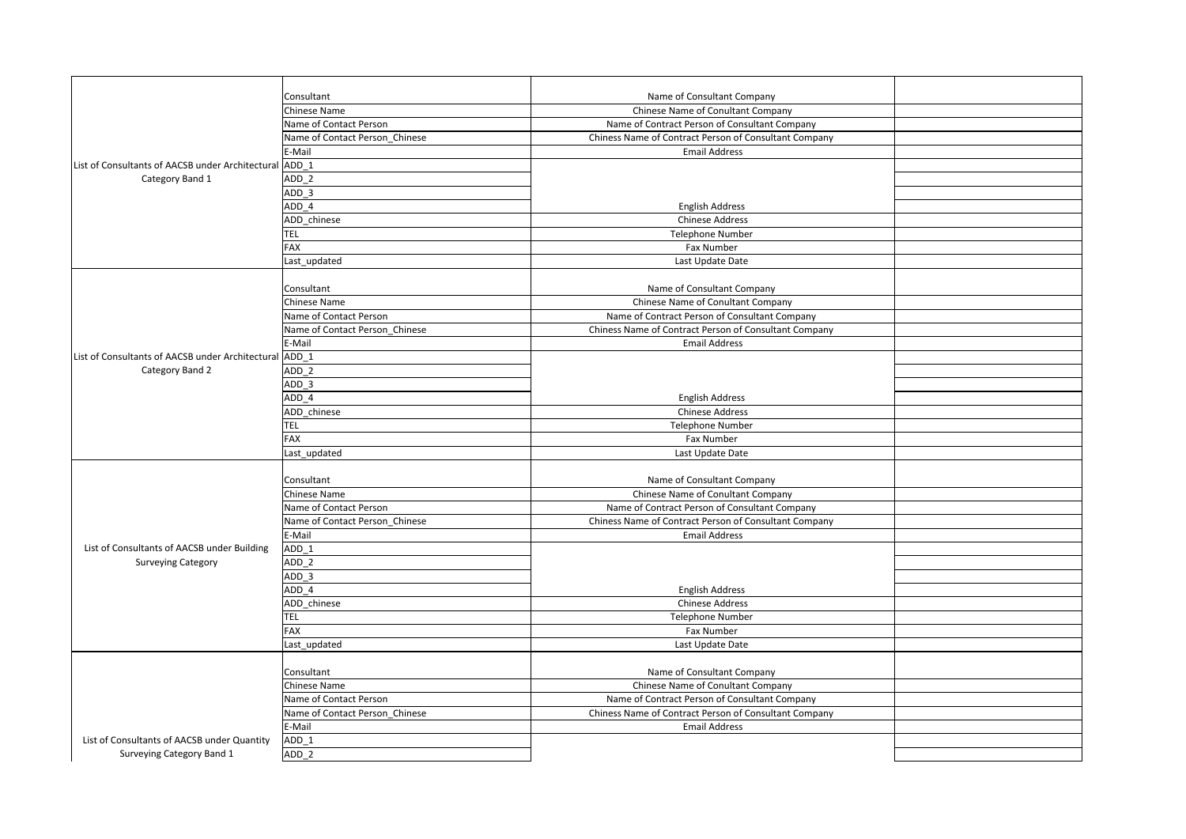| | | | |
|---|---|---|---|
| List of Consultants of AACSB under Architectural Category Band 1 | Consultant | Name of Consultant Company | |
| | Chinese Name | Chinese Name of Conultant Company | |
| | Name of Contact Person | Name of Contract Person of Consultant Company | |
| | Name of Contact Person_Chinese | Chiness Name of Contract Person of Consultant Company | |
| | E-Mail | Email Address | |
| | ADD_1 | English Address | |
| | ADD_2 | | |
| | ADD_3 | | |
| | ADD_4 | | |
| | ADD_chinese | Chinese Address | |
| | TEL | Telephone Number | |
| | FAX | Fax Number | |
| | Last_updated | Last Update Date | |
| List of Consultants of AACSB under Architectural Category Band 2 | Consultant | Name of Consultant Company | |
| | Chinese Name | Chinese Name of Conultant Company | |
| | Name of Contact Person | Name of Contract Person of Consultant Company | |
| | Name of Contact Person_Chinese | Chiness Name of Contract Person of Consultant Company | |
| | E-Mail | Email Address | |
| | ADD_1 | English Address | |
| | ADD_2 | | |
| | ADD_3 | | |
| | ADD_4 | | |
| | ADD_chinese | Chinese Address | |
| | TEL | Telephone Number | |
| | FAX | Fax Number | |
| | Last_updated | Last Update Date | |
| List of Consultants of AACSB under Building Surveying Category | Consultant | Name of Consultant Company | |
| | Chinese Name | Chinese Name of Conultant Company | |
| | Name of Contact Person | Name of Contract Person of Consultant Company | |
| | Name of Contact Person_Chinese | Chiness Name of Contract Person of Consultant Company | |
| | E-Mail | Email Address | |
| | ADD_1 | English Address | |
| | ADD_2 | | |
| | ADD_3 | | |
| | ADD_4 | | |
| | ADD_chinese | Chinese Address | |
| | TEL | Telephone Number | |
| | FAX | Fax Number | |
| | Last_updated | Last Update Date | |
| List of Consultants of AACSB under Quantity Surveying Category Band 1 | Consultant | Name of Consultant Company | |
| | Chinese Name | Chinese Name of Conultant Company | |
| | Name of Contact Person | Name of Contract Person of Consultant Company | |
| | Name of Contact Person_Chinese | Chiness Name of Contract Person of Consultant Company | |
| | E-Mail | Email Address | |
| | ADD_1 | | |
| | ADD_2 | | |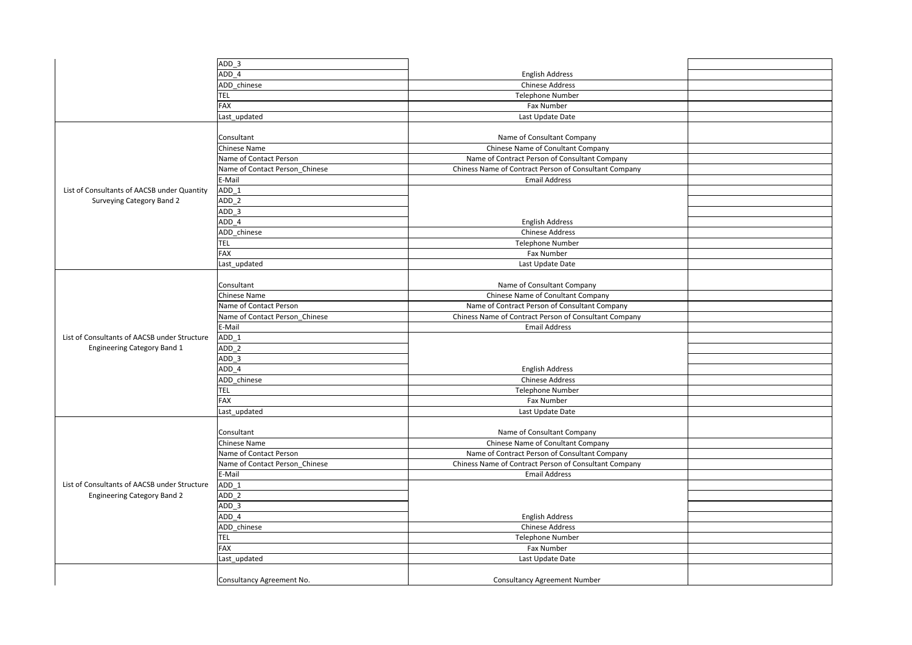| | | | |
|---|---|---|---|
| | ADD_3 | | |
| | ADD_4 | English Address | |
| | ADD_chinese | Chinese Address | |
| | TEL | Telephone Number | |
| | FAX | Fax Number | |
| | Last_updated | Last Update Date | |
| List of Consultants of AACSB under Quantity Surveying Category Band 2 | Consultant | Name of Consultant Company | |
| | Chinese Name | Chinese Name of Conultant Company | |
| | Name of Contact Person | Name of Contract Person of Consultant Company | |
| | Name of Contact Person_Chinese | Chiness Name of Contract Person of Consultant Company | |
| | E-Mail | Email Address | |
| | ADD_1 | | |
| | ADD_2 | | |
| | ADD_3 | | |
| | ADD_4 | English Address | |
| | ADD_chinese | Chinese Address | |
| | TEL | Telephone Number | |
| | FAX | Fax Number | |
| | Last_updated | Last Update Date | |
| List of Consultants of AACSB under Structure Engineering Category Band 1 | Consultant | Name of Consultant Company | |
| | Chinese Name | Chinese Name of Conultant Company | |
| | Name of Contact Person | Name of Contract Person of Consultant Company | |
| | Name of Contact Person_Chinese | Chiness Name of Contract Person of Consultant Company | |
| | E-Mail | Email Address | |
| | ADD_1 | | |
| | ADD_2 | | |
| | ADD_3 | | |
| | ADD_4 | English Address | |
| | ADD_chinese | Chinese Address | |
| | TEL | Telephone Number | |
| | FAX | Fax Number | |
| | Last_updated | Last Update Date | |
| List of Consultants of AACSB under Structure Engineering Category Band 2 | Consultant | Name of Consultant Company | |
| | Chinese Name | Chinese Name of Conultant Company | |
| | Name of Contact Person | Name of Contract Person of Consultant Company | |
| | Name of Contact Person_Chinese | Chiness Name of Contract Person of Consultant Company | |
| | E-Mail | Email Address | |
| | ADD_1 | | |
| | ADD_2 | | |
| | ADD_3 | | |
| | ADD_4 | English Address | |
| | ADD_chinese | Chinese Address | |
| | TEL | Telephone Number | |
| | FAX | Fax Number | |
| | Last_updated | Last Update Date | |
| | Consultancy Agreement No. | Consultancy Agreement Number | |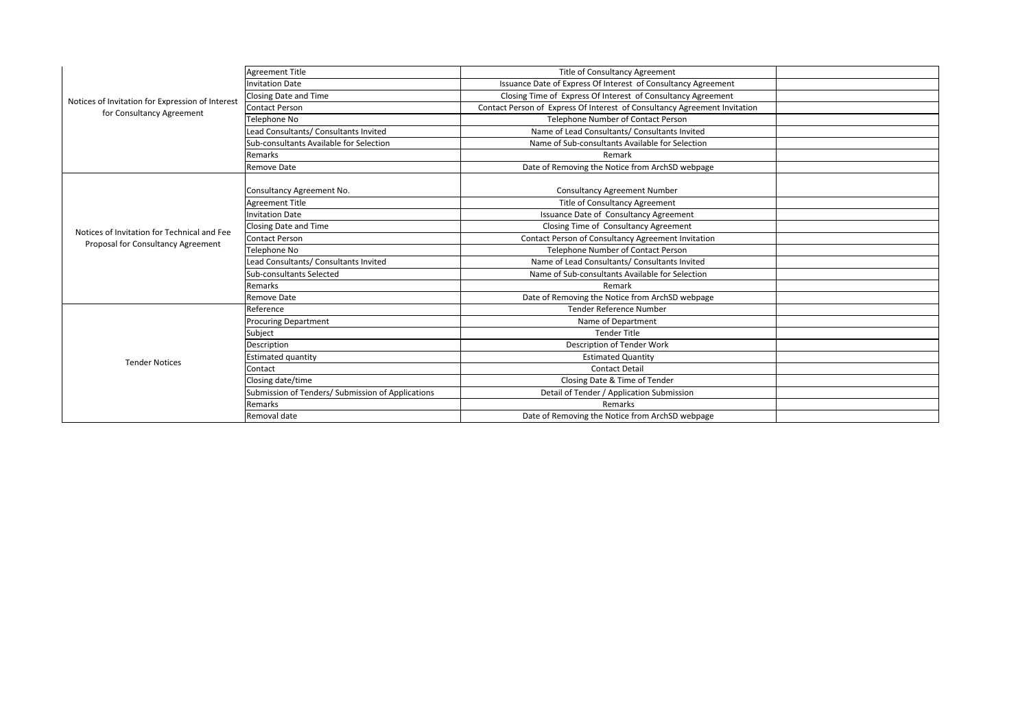| | | | |
|---|---|---|---|
| Notices of Invitation for Expression of Interest for Consultancy Agreement | Agreement Title | Title of Consultancy Agreement | |
| | Invitation Date | Issuance Date of Express Of Interest of Consultancy Agreement | |
| | Closing Date and Time | Closing Time of Express Of Interest of Consultancy Agreement | |
| | Contact Person | Contact Person of Express Of Interest of Consultancy Agreement Invitation | |
| | Telephone No | Telephone Number of Contact Person | |
| | Lead Consultants/ Consultants Invited | Name of Lead Consultants/ Consultants Invited | |
| | Sub-consultants Available for Selection | Name of Sub-consultants Available for Selection | |
| | Remarks | Remark | |
| | Remove Date | Date of Removing the Notice from ArchSD webpage | |
| Notices of Invitation for Technical and Fee Proposal for Consultancy Agreement | Consultancy Agreement No. | Consultancy Agreement Number | |
| | Agreement Title | Title of Consultancy Agreement | |
| | Invitation Date | Issuance Date of Consultancy Agreement | |
| | Closing Date and Time | Closing Time of Consultancy Agreement | |
| | Contact Person | Contact Person of Consultancy Agreement Invitation | |
| | Telephone No | Telephone Number of Contact Person | |
| | Lead Consultants/ Consultants Invited | Name of Lead Consultants/ Consultants Invited | |
| | Sub-consultants Selected | Name of Sub-consultants Available for Selection | |
| | Remarks | Remark | |
| | Remove Date | Date of Removing the Notice from ArchSD webpage | |
| Tender Notices | Reference | Tender Reference Number | |
| | Procuring Department | Name of Department | |
| | Subject | Tender Title | |
| | Description | Description of Tender Work | |
| | Estimated quantity | Estimated Quantity | |
| | Contact | Contact Detail | |
| | Closing date/time | Closing Date & Time of Tender | |
| | Submission of Tenders/ Submission of Applications | Detail of Tender / Application Submission | |
| | Remarks | Remarks | |
| | Removal date | Date of Removing the Notice from ArchSD webpage | |